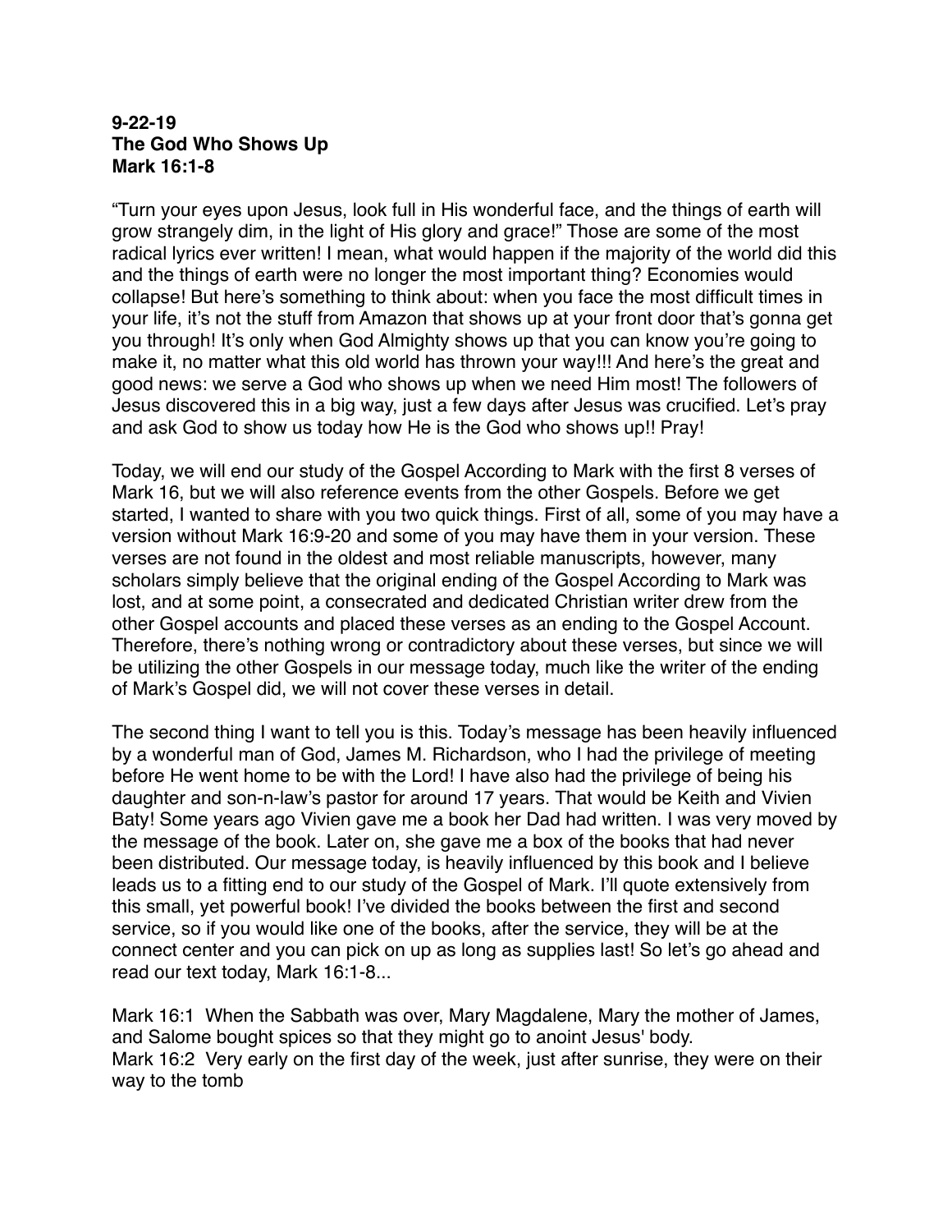**9-22-19**
**The God Who Shows Up**
**Mark 16:1-8**

"Turn your eyes upon Jesus, look full in His wonderful face, and the things of earth will grow strangely dim, in the light of His glory and grace!" Those are some of the most radical lyrics ever written! I mean, what would happen if the majority of the world did this and the things of earth were no longer the most important thing? Economies would collapse! But here's something to think about: when you face the most difficult times in your life, it's not the stuff from Amazon that shows up at your front door that's gonna get you through! It's only when God Almighty shows up that you can know you're going to make it, no matter what this old world has thrown your way!!! And here's the great and good news: we serve a God who shows up when we need Him most! The followers of Jesus discovered this in a big way, just a few days after Jesus was crucified. Let's pray and ask God to show us today how He is the God who shows up!! Pray!

Today, we will end our study of the Gospel According to Mark with the first 8 verses of Mark 16, but we will also reference events from the other Gospels. Before we get started, I wanted to share with you two quick things. First of all, some of you may have a version without Mark 16:9-20 and some of you may have them in your version. These verses are not found in the oldest and most reliable manuscripts, however, many scholars simply believe that the original ending of the Gospel According to Mark was lost, and at some point, a consecrated and dedicated Christian writer drew from the other Gospel accounts and placed these verses as an ending to the Gospel Account. Therefore, there's nothing wrong or contradictory about these verses, but since we will be utilizing the other Gospels in our message today, much like the writer of the ending of Mark's Gospel did, we will not cover these verses in detail.

The second thing I want to tell you is this. Today's message has been heavily influenced by a wonderful man of God, James M. Richardson, who I had the privilege of meeting before He went home to be with the Lord! I have also had the privilege of being his daughter and son-n-law's pastor for around 17 years. That would be Keith and Vivien Baty! Some years ago Vivien gave me a book her Dad had written. I was very moved by the message of the book. Later on, she gave me a box of the books that had never been distributed. Our message today, is heavily influenced by this book and I believe leads us to a fitting end to our study of the Gospel of Mark. I'll quote extensively from this small, yet powerful book! I've divided the books between the first and second service, so if you would like one of the books, after the service, they will be at the connect center and you can pick on up as long as supplies last! So let's go ahead and read our text today, Mark 16:1-8...

Mark 16:1 When the Sabbath was over, Mary Magdalene, Mary the mother of James, and Salome bought spices so that they might go to anoint Jesus' body.
Mark 16:2 Very early on the first day of the week, just after sunrise, they were on their way to the tomb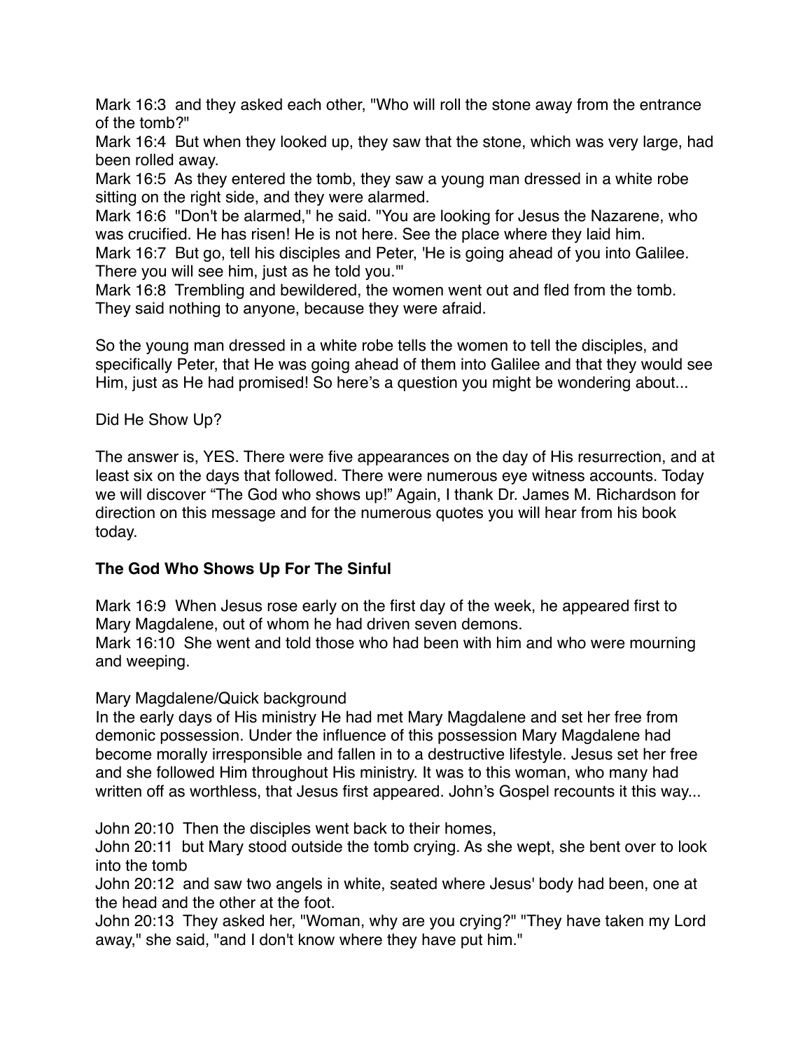Mark 16:3 and they asked each other, "Who will roll the stone away from the entrance of the tomb?"
Mark 16:4 But when they looked up, they saw that the stone, which was very large, had been rolled away.
Mark 16:5 As they entered the tomb, they saw a young man dressed in a white robe sitting on the right side, and they were alarmed.
Mark 16:6 "Don't be alarmed," he said. "You are looking for Jesus the Nazarene, who was crucified. He has risen! He is not here. See the place where they laid him.
Mark 16:7 But go, tell his disciples and Peter, 'He is going ahead of you into Galilee. There you will see him, just as he told you.'"
Mark 16:8 Trembling and bewildered, the women went out and fled from the tomb. They said nothing to anyone, because they were afraid.

So the young man dressed in a white robe tells the women to tell the disciples, and specifically Peter, that He was going ahead of them into Galilee and that they would see Him, just as He had promised! So here's a question you might be wondering about...

Did He Show Up?

The answer is, YES. There were five appearances on the day of His resurrection, and at least six on the days that followed. There were numerous eye witness accounts. Today we will discover "The God who shows up!" Again, I thank Dr. James M. Richardson for direction on this message and for the numerous quotes you will hear from his book today.

**The God Who Shows Up For The Sinful**

Mark 16:9 When Jesus rose early on the first day of the week, he appeared first to Mary Magdalene, out of whom he had driven seven demons.
Mark 16:10 She went and told those who had been with him and who were mourning and weeping.

Mary Magdalene/Quick background
In the early days of His ministry He had met Mary Magdalene and set her free from demonic possession. Under the influence of this possession Mary Magdalene had become morally irresponsible and fallen in to a destructive lifestyle. Jesus set her free and she followed Him throughout His ministry. It was to this woman, who many had written off as worthless, that Jesus first appeared. John's Gospel recounts it this way...

John 20:10 Then the disciples went back to their homes,
John 20:11 but Mary stood outside the tomb crying. As she wept, she bent over to look into the tomb
John 20:12 and saw two angels in white, seated where Jesus' body had been, one at the head and the other at the foot.
John 20:13 They asked her, "Woman, why are you crying?" "They have taken my Lord away," she said, "and I don't know where they have put him."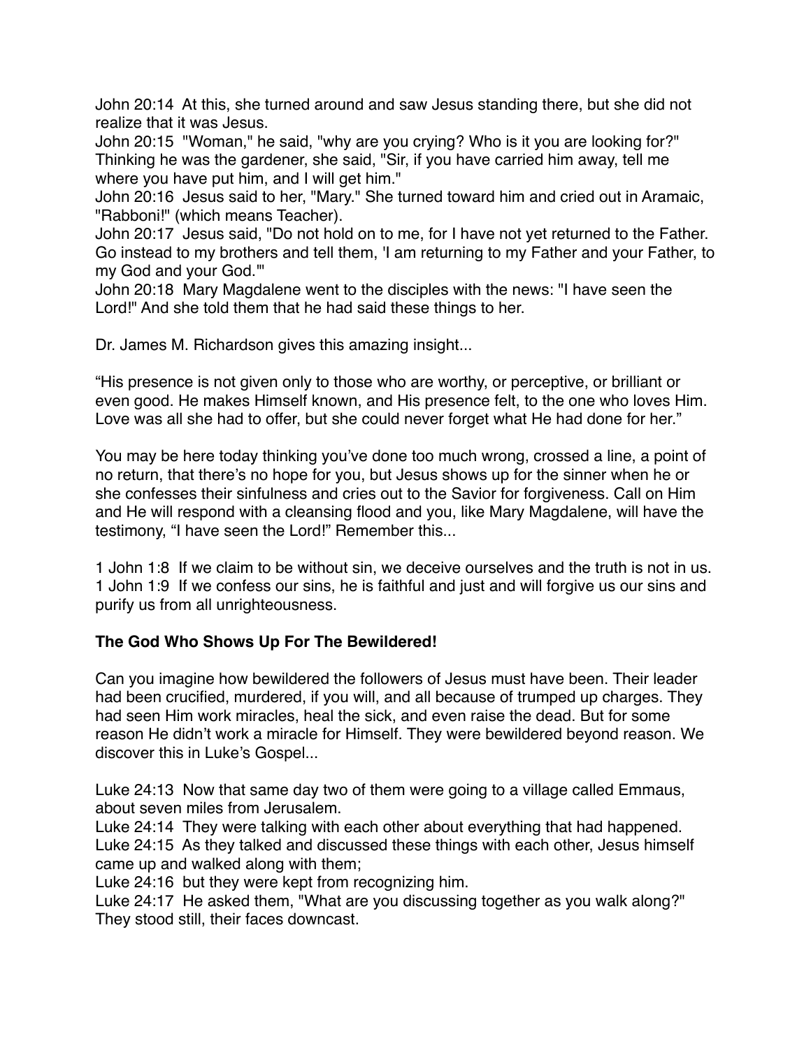John 20:14  At this, she turned around and saw Jesus standing there, but she did not realize that it was Jesus.
John 20:15  "Woman," he said, "why are you crying? Who is it you are looking for?" Thinking he was the gardener, she said, "Sir, if you have carried him away, tell me where you have put him, and I will get him."
John 20:16  Jesus said to her, "Mary." She turned toward him and cried out in Aramaic, "Rabboni!" (which means Teacher).
John 20:17  Jesus said, "Do not hold on to me, for I have not yet returned to the Father. Go instead to my brothers and tell them, 'I am returning to my Father and your Father, to my God and your God.'"
John 20:18  Mary Magdalene went to the disciples with the news: "I have seen the Lord!" And she told them that he had said these things to her.

Dr. James M. Richardson gives this amazing insight...

“His presence is not given only to those who are worthy, or perceptive, or brilliant or even good. He makes Himself known, and His presence felt, to the one who loves Him. Love was all she had to offer, but she could never forget what He had done for her.”

You may be here today thinking you’ve done too much wrong, crossed a line, a point of no return, that there’s no hope for you, but Jesus shows up for the sinner when he or she confesses their sinfulness and cries out to the Savior for forgiveness. Call on Him and He will respond with a cleansing flood and you, like Mary Magdalene, will have the testimony, “I have seen the Lord!” Remember this...

1 John 1:8  If we claim to be without sin, we deceive ourselves and the truth is not in us.
1 John 1:9  If we confess our sins, he is faithful and just and will forgive us our sins and purify us from all unrighteousness.

**The God Who Shows Up For The Bewildered!**

Can you imagine how bewildered the followers of Jesus must have been. Their leader had been crucified, murdered, if you will, and all because of trumped up charges. They had seen Him work miracles, heal the sick, and even raise the dead. But for some reason He didn’t work a miracle for Himself. They were bewildered beyond reason. We discover this in Luke’s Gospel...

Luke 24:13  Now that same day two of them were going to a village called Emmaus, about seven miles from Jerusalem.
Luke 24:14  They were talking with each other about everything that had happened.
Luke 24:15  As they talked and discussed these things with each other, Jesus himself came up and walked along with them;
Luke 24:16  but they were kept from recognizing him.
Luke 24:17  He asked them, "What are you discussing together as you walk along?" They stood still, their faces downcast.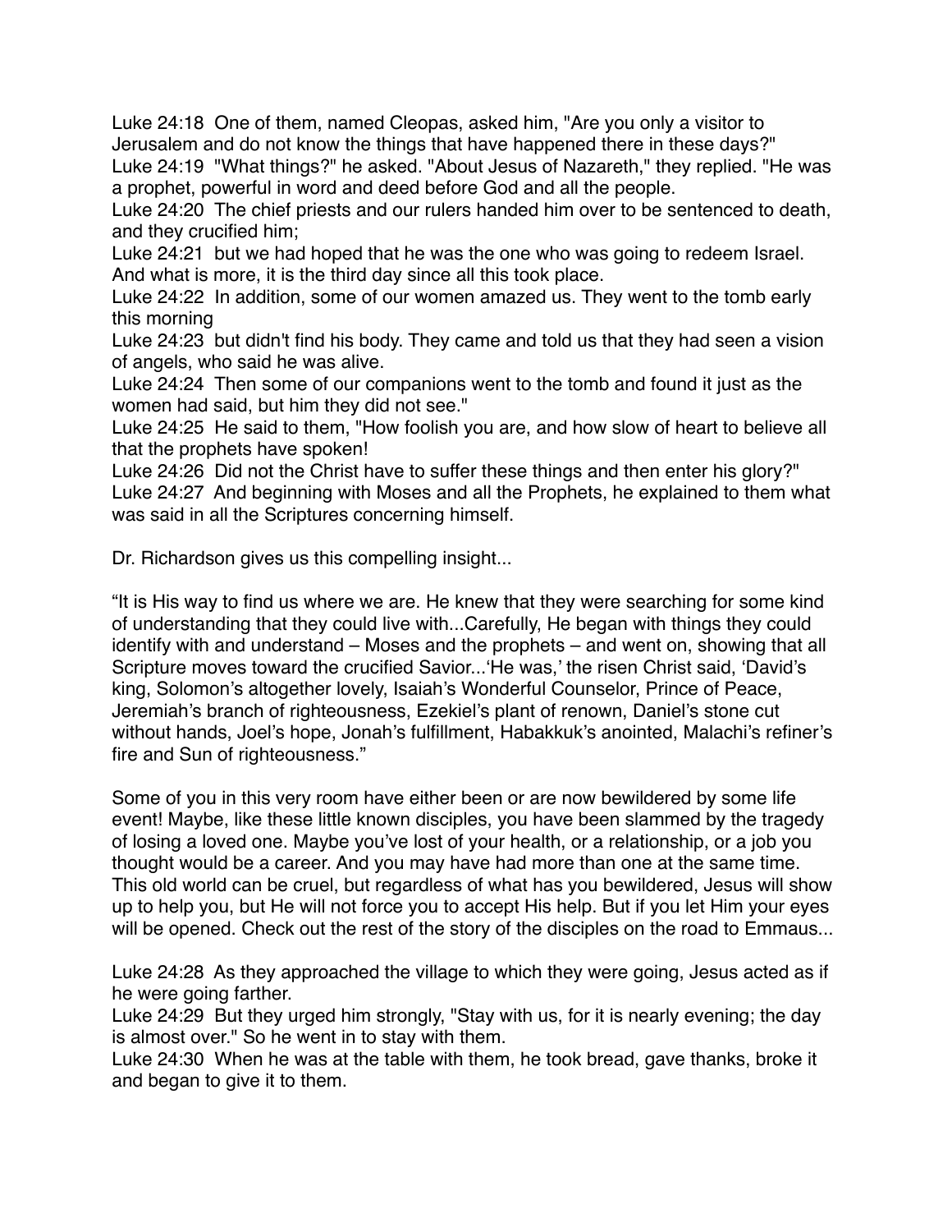Luke 24:18 One of them, named Cleopas, asked him, "Are you only a visitor to Jerusalem and do not know the things that have happened there in these days?"
Luke 24:19 "What things?" he asked. "About Jesus of Nazareth," they replied. "He was a prophet, powerful in word and deed before God and all the people.
Luke 24:20 The chief priests and our rulers handed him over to be sentenced to death, and they crucified him;
Luke 24:21 but we had hoped that he was the one who was going to redeem Israel. And what is more, it is the third day since all this took place.
Luke 24:22 In addition, some of our women amazed us. They went to the tomb early this morning
Luke 24:23 but didn't find his body. They came and told us that they had seen a vision of angels, who said he was alive.
Luke 24:24 Then some of our companions went to the tomb and found it just as the women had said, but him they did not see."
Luke 24:25 He said to them, "How foolish you are, and how slow of heart to believe all that the prophets have spoken!
Luke 24:26 Did not the Christ have to suffer these things and then enter his glory?"
Luke 24:27 And beginning with Moses and all the Prophets, he explained to them what was said in all the Scriptures concerning himself.

Dr. Richardson gives us this compelling insight...

"It is His way to find us where we are. He knew that they were searching for some kind of understanding that they could live with...Carefully, He began with things they could identify with and understand – Moses and the prophets – and went on, showing that all Scripture moves toward the crucified Savior...'He was,' the risen Christ said, 'David's king, Solomon's altogether lovely, Isaiah's Wonderful Counselor, Prince of Peace, Jeremiah's branch of righteousness, Ezekiel's plant of renown, Daniel's stone cut without hands, Joel's hope, Jonah's fulfillment, Habakkuk's anointed, Malachi's refiner's fire and Sun of righteousness."

Some of you in this very room have either been or are now bewildered by some life event! Maybe, like these little known disciples, you have been slammed by the tragedy of losing a loved one. Maybe you've lost of your health, or a relationship, or a job you thought would be a career. And you may have had more than one at the same time. This old world can be cruel, but regardless of what has you bewildered, Jesus will show up to help you, but He will not force you to accept His help. But if you let Him your eyes will be opened. Check out the rest of the story of the disciples on the road to Emmaus...

Luke 24:28 As they approached the village to which they were going, Jesus acted as if he were going farther.
Luke 24:29 But they urged him strongly, "Stay with us, for it is nearly evening; the day is almost over." So he went in to stay with them.
Luke 24:30 When he was at the table with them, he took bread, gave thanks, broke it and began to give it to them.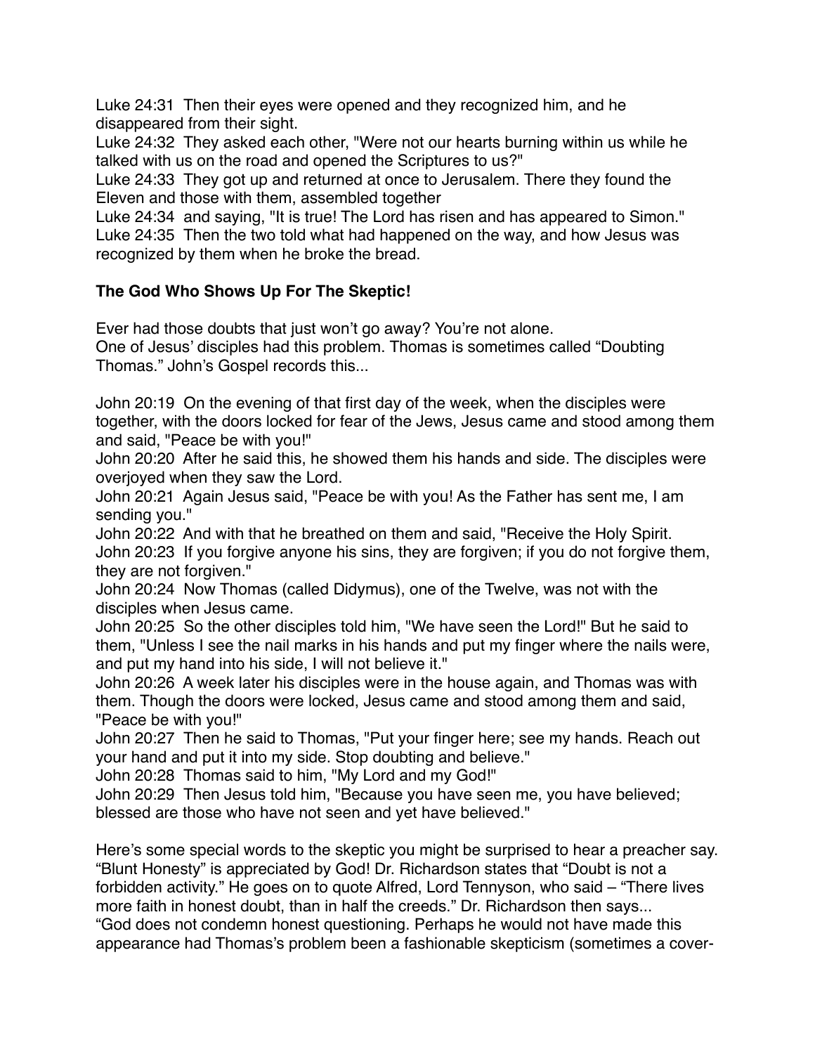Luke 24:31  Then their eyes were opened and they recognized him, and he disappeared from their sight.
Luke 24:32  They asked each other, "Were not our hearts burning within us while he talked with us on the road and opened the Scriptures to us?"
Luke 24:33  They got up and returned at once to Jerusalem. There they found the Eleven and those with them, assembled together
Luke 24:34  and saying, "It is true! The Lord has risen and has appeared to Simon."
Luke 24:35  Then the two told what had happened on the way, and how Jesus was recognized by them when he broke the bread.

**The God Who Shows Up For The Skeptic!**

Ever had those doubts that just won't go away? You're not alone.
One of Jesus' disciples had this problem. Thomas is sometimes called "Doubting Thomas." John's Gospel records this...

John 20:19  On the evening of that first day of the week, when the disciples were together, with the doors locked for fear of the Jews, Jesus came and stood among them and said, "Peace be with you!"
John 20:20  After he said this, he showed them his hands and side. The disciples were overjoyed when they saw the Lord.
John 20:21  Again Jesus said, "Peace be with you! As the Father has sent me, I am sending you."
John 20:22  And with that he breathed on them and said, "Receive the Holy Spirit.
John 20:23  If you forgive anyone his sins, they are forgiven; if you do not forgive them, they are not forgiven."
John 20:24  Now Thomas (called Didymus), one of the Twelve, was not with the disciples when Jesus came.
John 20:25  So the other disciples told him, "We have seen the Lord!" But he said to them, "Unless I see the nail marks in his hands and put my finger where the nails were, and put my hand into his side, I will not believe it."
John 20:26  A week later his disciples were in the house again, and Thomas was with them. Though the doors were locked, Jesus came and stood among them and said, "Peace be with you!"
John 20:27  Then he said to Thomas, "Put your finger here; see my hands. Reach out your hand and put it into my side. Stop doubting and believe."
John 20:28  Thomas said to him, "My Lord and my God!"
John 20:29  Then Jesus told him, "Because you have seen me, you have believed; blessed are those who have not seen and yet have believed."

Here's some special words to the skeptic you might be surprised to hear a preacher say. "Blunt Honesty" is appreciated by God! Dr. Richardson states that "Doubt is not a forbidden activity." He goes on to quote Alfred, Lord Tennyson, who said – "There lives more faith in honest doubt, than in half the creeds." Dr. Richardson then says...
"God does not condemn honest questioning. Perhaps he would not have made this appearance had Thomas's problem been a fashionable skepticism (sometimes a cover-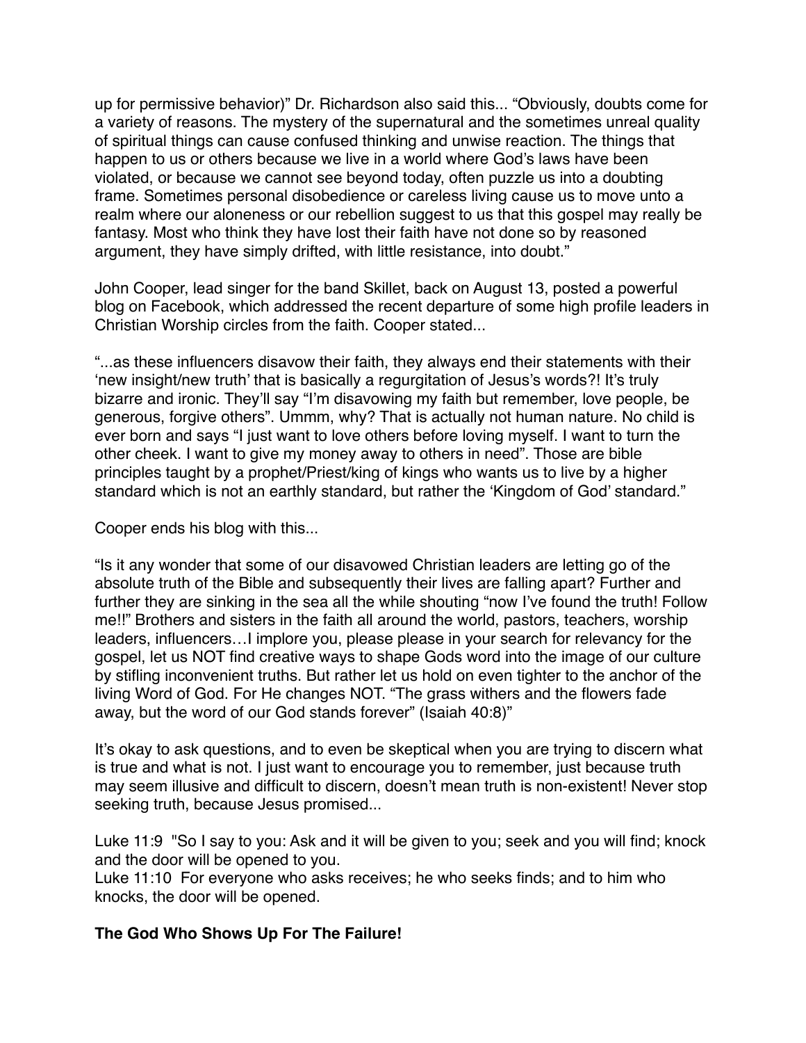up for permissive behavior)" Dr. Richardson also said this... "Obviously, doubts come for a variety of reasons. The mystery of the supernatural and the sometimes unreal quality of spiritual things can cause confused thinking and unwise reaction. The things that happen to us or others because we live in a world where God's laws have been violated, or because we cannot see beyond today, often puzzle us into a doubting frame. Sometimes personal disobedience or careless living cause us to move unto a realm where our aloneness or our rebellion suggest to us that this gospel may really be fantasy. Most who think they have lost their faith have not done so by reasoned argument, they have simply drifted, with little resistance, into doubt."

John Cooper, lead singer for the band Skillet, back on August 13, posted a powerful blog on Facebook, which addressed the recent departure of some high profile leaders in Christian Worship circles from the faith. Cooper stated...

"...as these influencers disavow their faith, they always end their statements with their 'new insight/new truth' that is basically a regurgitation of Jesus's words?! It's truly bizarre and ironic. They'll say "I'm disavowing my faith but remember, love people, be generous, forgive others". Ummm, why? That is actually not human nature. No child is ever born and says "I just want to love others before loving myself. I want to turn the other cheek. I want to give my money away to others in need". Those are bible principles taught by a prophet/Priest/king of kings who wants us to live by a higher standard which is not an earthly standard, but rather the 'Kingdom of God' standard."

Cooper ends his blog with this...

"Is it any wonder that some of our disavowed Christian leaders are letting go of the absolute truth of the Bible and subsequently their lives are falling apart? Further and further they are sinking in the sea all the while shouting "now I've found the truth! Follow me!!" Brothers and sisters in the faith all around the world, pastors, teachers, worship leaders, influencers…I implore you, please please in your search for relevancy for the gospel, let us NOT find creative ways to shape Gods word into the image of our culture by stifling inconvenient truths. But rather let us hold on even tighter to the anchor of the living Word of God. For He changes NOT. "The grass withers and the flowers fade away, but the word of our God stands forever" (Isaiah 40:8)"

It's okay to ask questions, and to even be skeptical when you are trying to discern what is true and what is not. I just want to encourage you to remember, just because truth may seem illusive and difficult to discern, doesn't mean truth is non-existent! Never stop seeking truth, because Jesus promised...

Luke 11:9 "So I say to you: Ask and it will be given to you; seek and you will find; knock and the door will be opened to you.
Luke 11:10 For everyone who asks receives; he who seeks finds; and to him who knocks, the door will be opened.

**The God Who Shows Up For The Failure!**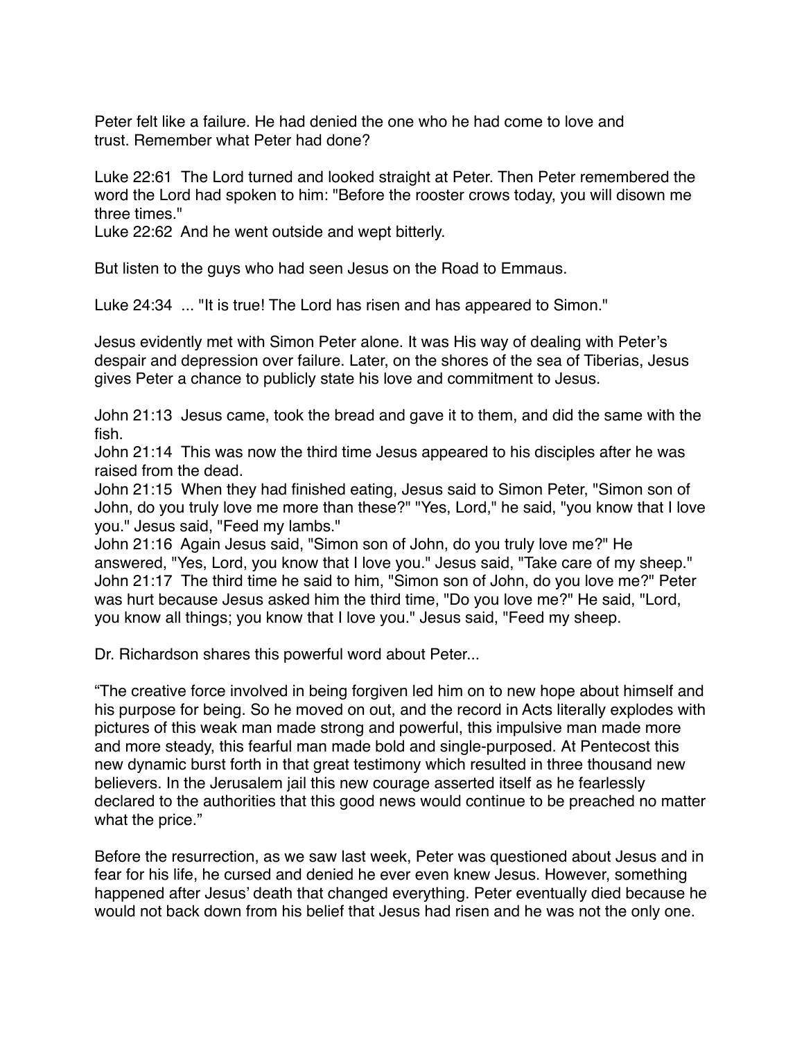Peter felt like a failure. He had denied the one who he had come to love and trust. Remember what Peter had done?

Luke 22:61 The Lord turned and looked straight at Peter. Then Peter remembered the word the Lord had spoken to him: "Before the rooster crows today, you will disown me three times."
Luke 22:62 And he went outside and wept bitterly.

But listen to the guys who had seen Jesus on the Road to Emmaus.

Luke 24:34 ... "It is true! The Lord has risen and has appeared to Simon."

Jesus evidently met with Simon Peter alone. It was His way of dealing with Peter's despair and depression over failure. Later, on the shores of the sea of Tiberias, Jesus gives Peter a chance to publicly state his love and commitment to Jesus.

John 21:13 Jesus came, took the bread and gave it to them, and did the same with the fish.
John 21:14 This was now the third time Jesus appeared to his disciples after he was raised from the dead.
John 21:15 When they had finished eating, Jesus said to Simon Peter, "Simon son of John, do you truly love me more than these?" "Yes, Lord," he said, "you know that I love you." Jesus said, "Feed my lambs."
John 21:16 Again Jesus said, "Simon son of John, do you truly love me?" He answered, "Yes, Lord, you know that I love you." Jesus said, "Take care of my sheep."
John 21:17 The third time he said to him, "Simon son of John, do you love me?" Peter was hurt because Jesus asked him the third time, "Do you love me?" He said, "Lord, you know all things; you know that I love you." Jesus said, "Feed my sheep.

Dr. Richardson shares this powerful word about Peter...

"The creative force involved in being forgiven led him on to new hope about himself and his purpose for being. So he moved on out, and the record in Acts literally explodes with pictures of this weak man made strong and powerful, this impulsive man made more and more steady, this fearful man made bold and single-purposed. At Pentecost this new dynamic burst forth in that great testimony which resulted in three thousand new believers. In the Jerusalem jail this new courage asserted itself as he fearlessly declared to the authorities that this good news would continue to be preached no matter what the price."

Before the resurrection, as we saw last week, Peter was questioned about Jesus and in fear for his life, he cursed and denied he ever even knew Jesus. However, something happened after Jesus' death that changed everything. Peter eventually died because he would not back down from his belief that Jesus had risen and he was not the only one.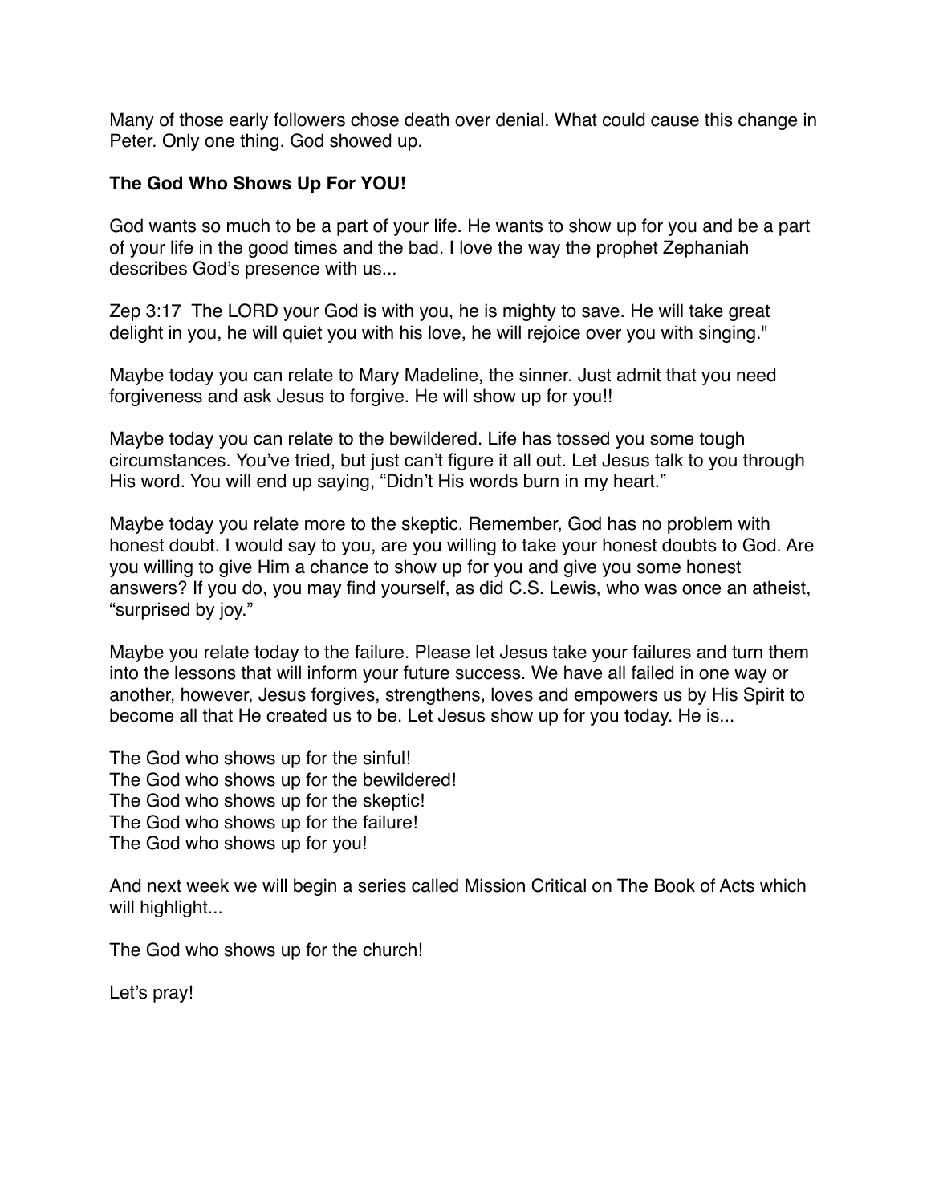Many of those early followers chose death over denial. What could cause this change in Peter. Only one thing. God showed up.

**The God Who Shows Up For YOU!**

God wants so much to be a part of your life. He wants to show up for you and be a part of your life in the good times and the bad. I love the way the prophet Zephaniah describes God's presence with us...

Zep 3:17 The LORD your God is with you, he is mighty to save. He will take great delight in you, he will quiet you with his love, he will rejoice over you with singing."

Maybe today you can relate to Mary Madeline, the sinner. Just admit that you need forgiveness and ask Jesus to forgive. He will show up for you!!

Maybe today you can relate to the bewildered. Life has tossed you some tough circumstances. You've tried, but just can't figure it all out. Let Jesus talk to you through His word. You will end up saying, "Didn't His words burn in my heart."

Maybe today you relate more to the skeptic. Remember, God has no problem with honest doubt. I would say to you, are you willing to take your honest doubts to God. Are you willing to give Him a chance to show up for you and give you some honest answers? If you do, you may find yourself, as did C.S. Lewis, who was once an atheist, "surprised by joy."

Maybe you relate today to the failure. Please let Jesus take your failures and turn them into the lessons that will inform your future success. We have all failed in one way or another, however, Jesus forgives, strengthens, loves and empowers us by His Spirit to become all that He created us to be. Let Jesus show up for you today. He is...

The God who shows up for the sinful!
The God who shows up for the bewildered!
The God who shows up for the skeptic!
The God who shows up for the failure!
The God who shows up for you!

And next week we will begin a series called Mission Critical on The Book of Acts which will highlight...

The God who shows up for the church!

Let's pray!